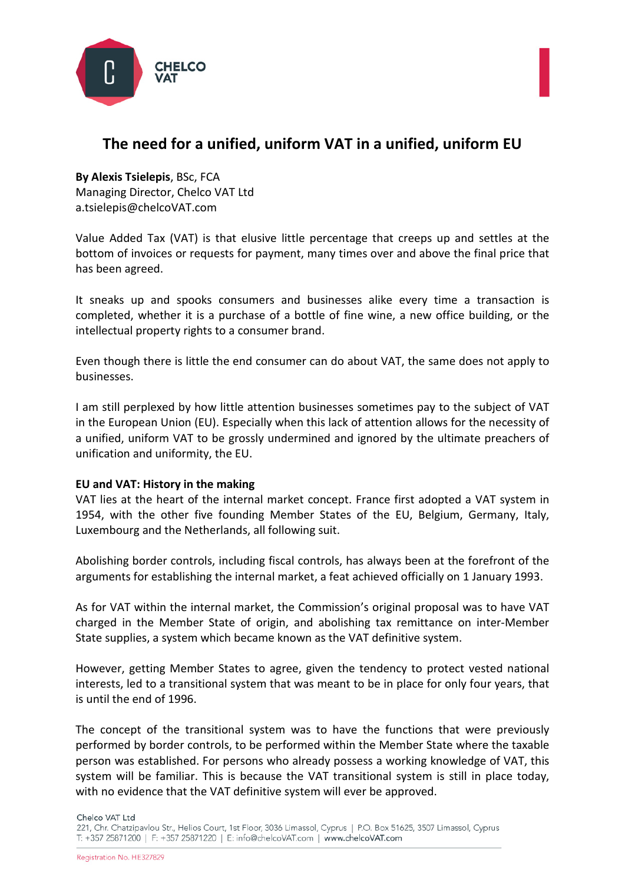# The need for a unified, uniform VAT in a unified, uniform EU

**By Alexis Tsielepis**, BSc, FCA
Managing Director, Chelco VAT Ltd
a.tsielepis@chelcoVAT.com

Value Added Tax (VAT) is that elusive little percentage that creeps up and settles at the bottom of invoices or requests for payment, many times over and above the final price that has been agreed.

It sneaks up and spooks consumers and businesses alike every time a transaction is completed, whether it is a purchase of a bottle of fine wine, a new office building, or the intellectual property rights to a consumer brand.

Even though there is little the end consumer can do about VAT, the same does not apply to businesses.

I am still perplexed by how little attention businesses sometimes pay to the subject of VAT in the European Union (EU). Especially when this lack of attention allows for the necessity of a unified, uniform VAT to be grossly undermined and ignored by the ultimate preachers of unification and uniformity, the EU.

**EU and VAT: History in the making**

VAT lies at the heart of the internal market concept. France first adopted a VAT system in 1954, with the other five founding Member States of the EU, Belgium, Germany, Italy, Luxembourg and the Netherlands, all following suit.

Abolishing border controls, including fiscal controls, has always been at the forefront of the arguments for establishing the internal market, a feat achieved officially on 1 January 1993.

As for VAT within the internal market, the Commission's original proposal was to have VAT charged in the Member State of origin, and abolishing tax remittance on inter-Member State supplies, a system which became known as the VAT definitive system.

However, getting Member States to agree, given the tendency to protect vested national interests, led to a transitional system that was meant to be in place for only four years, that is until the end of 1996.

The concept of the transitional system was to have the functions that were previously performed by border controls, to be performed within the Member State where the taxable person was established. For persons who already possess a working knowledge of VAT, this system will be familiar. This is because the VAT transitional system is still in place today, with no evidence that the VAT definitive system will ever be approved.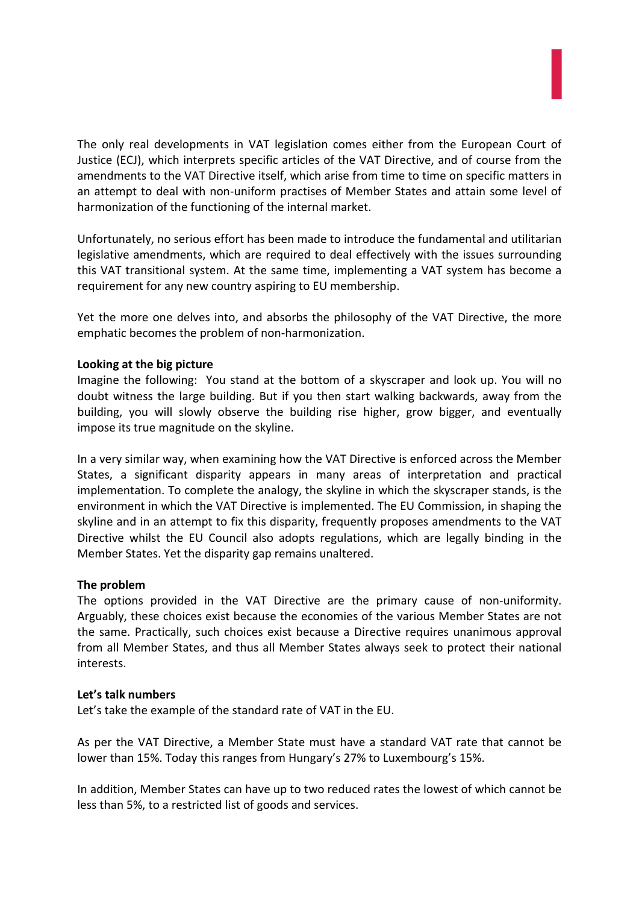The only real developments in VAT legislation comes either from the European Court of Justice (ECJ), which interprets specific articles of the VAT Directive, and of course from the amendments to the VAT Directive itself, which arise from time to time on specific matters in an attempt to deal with non-uniform practises of Member States and attain some level of harmonization of the functioning of the internal market.

Unfortunately, no serious effort has been made to introduce the fundamental and utilitarian legislative amendments, which are required to deal effectively with the issues surrounding this VAT transitional system. At the same time, implementing a VAT system has become a requirement for any new country aspiring to EU membership.

Yet the more one delves into, and absorbs the philosophy of the VAT Directive, the more emphatic becomes the problem of non-harmonization.

**Looking at the big picture**

Imagine the following: You stand at the bottom of a skyscraper and look up. You will no doubt witness the large building. But if you then start walking backwards, away from the building, you will slowly observe the building rise higher, grow bigger, and eventually impose its true magnitude on the skyline.

In a very similar way, when examining how the VAT Directive is enforced across the Member States, a significant disparity appears in many areas of interpretation and practical implementation. To complete the analogy, the skyline in which the skyscraper stands, is the environment in which the VAT Directive is implemented. The EU Commission, in shaping the skyline and in an attempt to fix this disparity, frequently proposes amendments to the VAT Directive whilst the EU Council also adopts regulations, which are legally binding in the Member States. Yet the disparity gap remains unaltered.

**The problem**

The options provided in the VAT Directive are the primary cause of non-uniformity. Arguably, these choices exist because the economies of the various Member States are not the same. Practically, such choices exist because a Directive requires unanimous approval from all Member States, and thus all Member States always seek to protect their national interests.

**Let's talk numbers**

Let's take the example of the standard rate of VAT in the EU.

As per the VAT Directive, a Member State must have a standard VAT rate that cannot be lower than 15%. Today this ranges from Hungary's 27% to Luxembourg's 15%.

In addition, Member States can have up to two reduced rates the lowest of which cannot be less than 5%, to a restricted list of goods and services.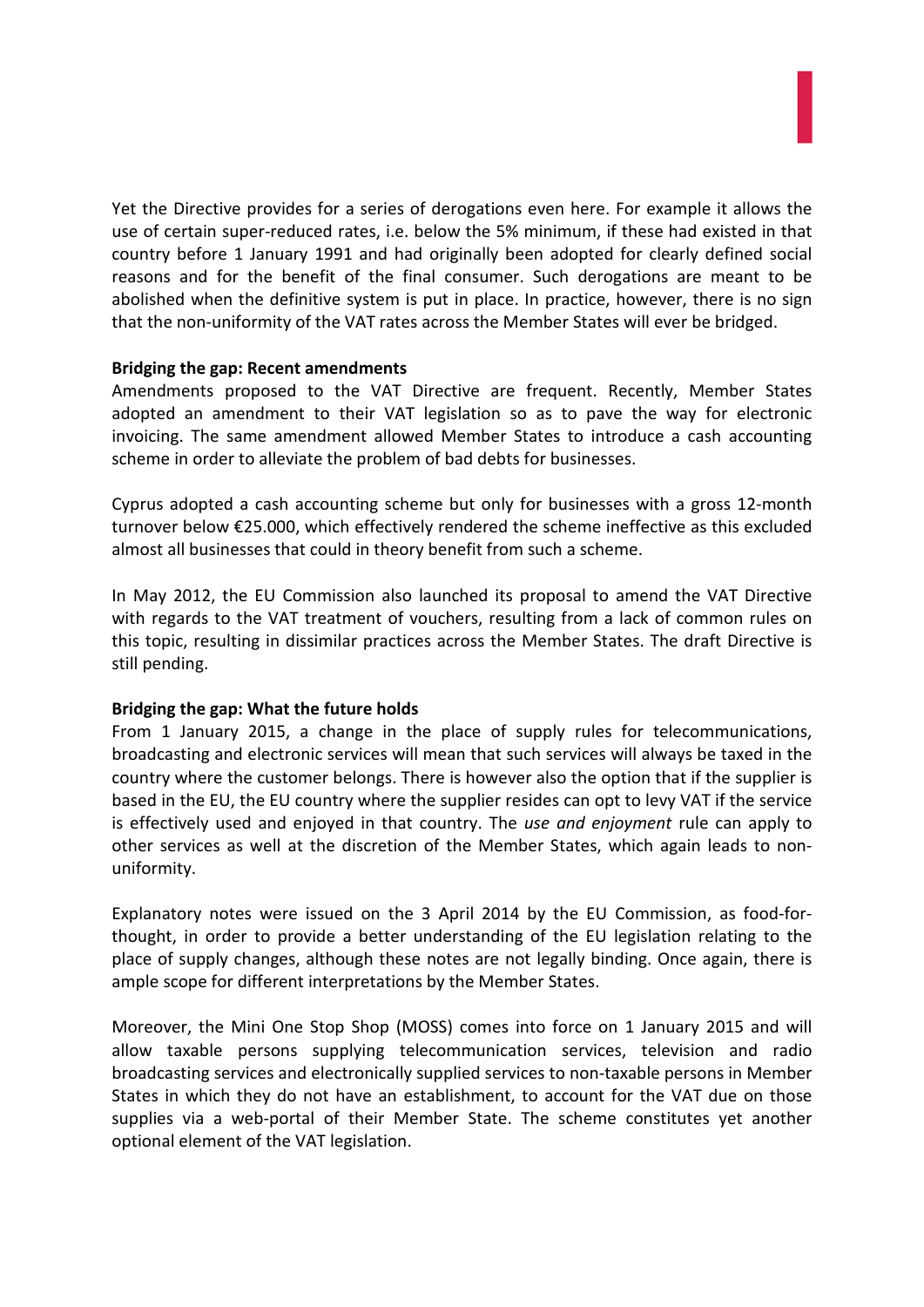Yet the Directive provides for a series of derogations even here. For example it allows the use of certain super-reduced rates, i.e. below the 5% minimum, if these had existed in that country before 1 January 1991 and had originally been adopted for clearly defined social reasons and for the benefit of the final consumer. Such derogations are meant to be abolished when the definitive system is put in place. In practice, however, there is no sign that the non-uniformity of the VAT rates across the Member States will ever be bridged.

**Bridging the gap: Recent amendments**

Amendments proposed to the VAT Directive are frequent. Recently, Member States adopted an amendment to their VAT legislation so as to pave the way for electronic invoicing. The same amendment allowed Member States to introduce a cash accounting scheme in order to alleviate the problem of bad debts for businesses.

Cyprus adopted a cash accounting scheme but only for businesses with a gross 12-month turnover below €25.000, which effectively rendered the scheme ineffective as this excluded almost all businesses that could in theory benefit from such a scheme.

In May 2012, the EU Commission also launched its proposal to amend the VAT Directive with regards to the VAT treatment of vouchers, resulting from a lack of common rules on this topic, resulting in dissimilar practices across the Member States. The draft Directive is still pending.

**Bridging the gap: What the future holds**

From 1 January 2015, a change in the place of supply rules for telecommunications, broadcasting and electronic services will mean that such services will always be taxed in the country where the customer belongs. There is however also the option that if the supplier is based in the EU, the EU country where the supplier resides can opt to levy VAT if the service is effectively used and enjoyed in that country. The *use and enjoyment* rule can apply to other services as well at the discretion of the Member States, which again leads to non-uniformity.

Explanatory notes were issued on the 3 April 2014 by the EU Commission, as food-for-thought, in order to provide a better understanding of the EU legislation relating to the place of supply changes, although these notes are not legally binding. Once again, there is ample scope for different interpretations by the Member States.

Moreover, the Mini One Stop Shop (MOSS) comes into force on 1 January 2015 and will allow taxable persons supplying telecommunication services, television and radio broadcasting services and electronically supplied services to non-taxable persons in Member States in which they do not have an establishment, to account for the VAT due on those supplies via a web-portal of their Member State. The scheme constitutes yet another optional element of the VAT legislation.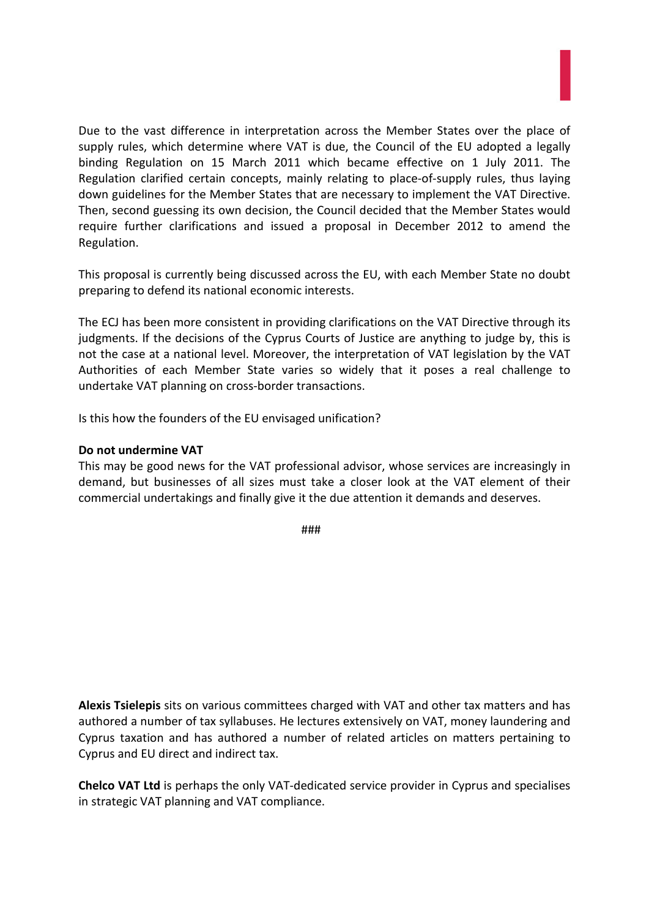Due to the vast difference in interpretation across the Member States over the place of supply rules, which determine where VAT is due, the Council of the EU adopted a legally binding Regulation on 15 March 2011 which became effective on 1 July 2011. The Regulation clarified certain concepts, mainly relating to place-of-supply rules, thus laying down guidelines for the Member States that are necessary to implement the VAT Directive. Then, second guessing its own decision, the Council decided that the Member States would require further clarifications and issued a proposal in December 2012 to amend the Regulation.

This proposal is currently being discussed across the EU, with each Member State no doubt preparing to defend its national economic interests.

The ECJ has been more consistent in providing clarifications on the VAT Directive through its judgments. If the decisions of the Cyprus Courts of Justice are anything to judge by, this is not the case at a national level. Moreover, the interpretation of VAT legislation by the VAT Authorities of each Member State varies so widely that it poses a real challenge to undertake VAT planning on cross-border transactions.

Is this how the founders of the EU envisaged unification?

**Do not undermine VAT**

This may be good news for the VAT professional advisor, whose services are increasingly in demand, but businesses of all sizes must take a closer look at the VAT element of their commercial undertakings and finally give it the due attention it demands and deserves.

###

**Alexis Tsielepis** sits on various committees charged with VAT and other tax matters and has authored a number of tax syllabuses. He lectures extensively on VAT, money laundering and Cyprus taxation and has authored a number of related articles on matters pertaining to Cyprus and EU direct and indirect tax.

**Chelco VAT Ltd** is perhaps the only VAT-dedicated service provider in Cyprus and specialises in strategic VAT planning and VAT compliance.